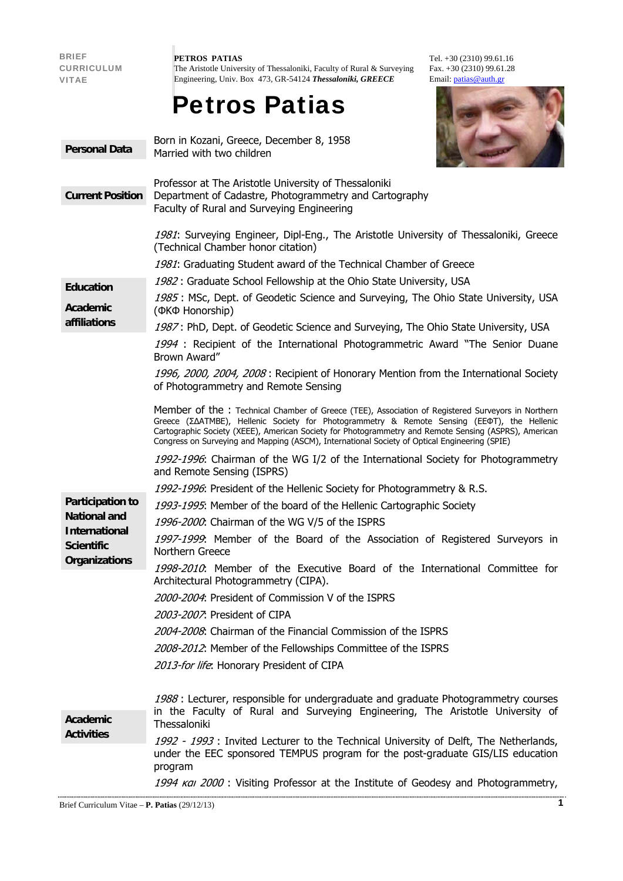BRIEF CURRICULUM VITAE

**PETROS PATIAS**
The Aristotle University of Thessaloniki, Faculty of Rural & Surveying Engineering, Univ. Box 473, GR-54124 ***Thessaloniki, GREECE***

Tel. +30 (2310) 99.61.16
Fax. +30 (2310) 99.61.28
Email: patias@auth.gr

# Petros Patias

## Personal Data

Born in Kozani, Greece, December 8, 1958
Married with two children

## Current Position

Professor at The Aristotle University of Thessaloniki
Department of Cadastre, Photogrammetry and Cartography
Faculty of Rural and Surveying Engineering

## Education

## Academic affiliations

*1981*: Surveying Engineer, Dipl-Eng., The Aristotle University of Thessaloniki, Greece (Technical Chamber honor citation)

*1981*: Graduating Student award of the Technical Chamber of Greece

*1982* : Graduate School Fellowship at the Ohio State University, USA

*1985* : MSc, Dept. of Geodetic Science and Surveying, The Ohio State University, USA (ΦΚΦ Honorship)

*1987* : PhD, Dept. of Geodetic Science and Surveying, The Ohio State University, USA

*1994* : Recipient of the International Photogrammetric Award "The Senior Duane Brown Award"

*1996, 2000, 2004, 2008* : Recipient of Honorary Mention from the International Society of Photogrammetry and Remote Sensing

Member of the : Technical Chamber of Greece (TEE), Association of Registered Surveyors in Northern Greece (ΣΔΑΤΜΒΕ), Hellenic Society for Photogrammetry & Remote Sensing (ΕΕΦΤ), the Hellenic Cartographic Society (ΧΕΕΕ), American Society for Photogrammetry and Remote Sensing (ASPRS), American Congress on Surveying and Mapping (ASCM), International Society of Optical Engineering (SPIE)

## Participation to National and International Scientific Organizations

*1992-1996*: Chairman of the WG I/2 of the International Society for Photogrammetry and Remote Sensing (ISPRS)

*1992-1996*: President of the Hellenic Society for Photogrammetry & R.S.

*1993-1995*: Member of the board of the Hellenic Cartographic Society

*1996-2000*: Chairman of the WG V/5 of the ISPRS

*1997-1999*: Member of the Board of the Association of Registered Surveyors in Northern Greece

*1998-2010*: Member of the Executive Board of the International Committee for Architectural Photogrammetry (CIPA).

*2000-2004*: President of Commission V of the ISPRS

*2003-2007*: President of CIPA

*2004-2008*: Chairman of the Financial Commission of the ISPRS

*2008-2012*: Member of the Fellowships Committee of the ISPRS

*2013-for life*: Honorary President of CIPA

## Academic Activities

*1988* : Lecturer, responsible for undergraduate and graduate Photogrammetry courses in the Faculty of Rural and Surveying Engineering, The Aristotle University of Thessaloniki

*1992 - 1993* : Invited Lecturer to the Technical University of Delft, The Netherlands, under the EEC sponsored TEMPUS program for the post-graduate GIS/LIS education program

*1994 και 2000* : Visiting Professor at the Institute of Geodesy and Photogrammetry,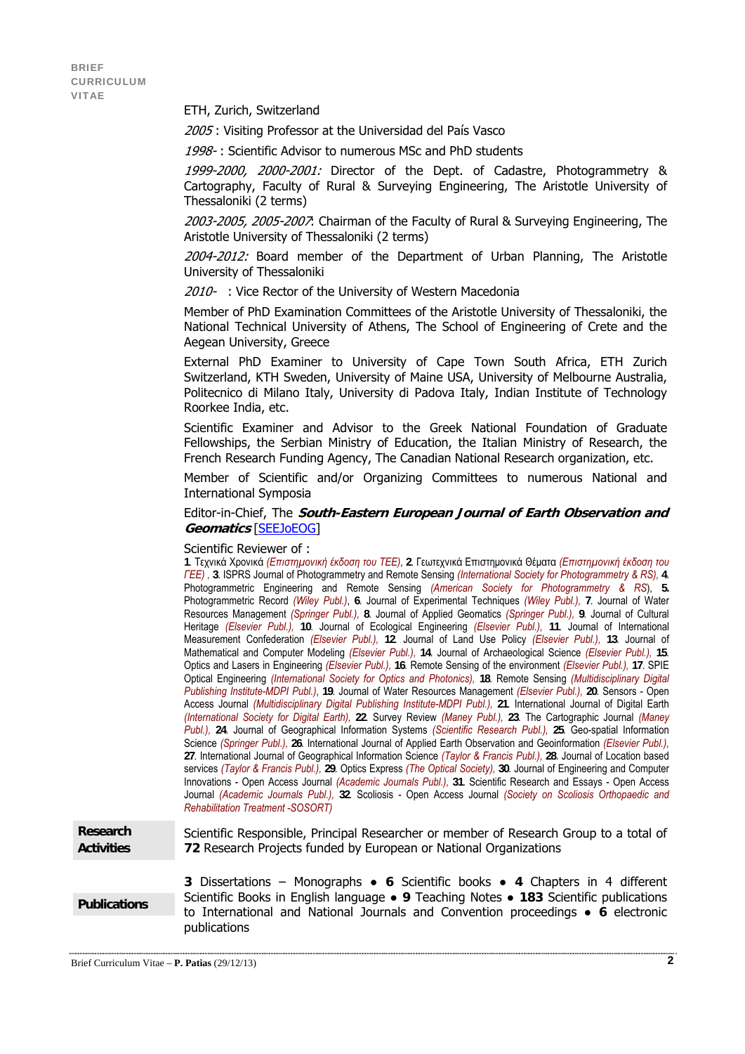BRIEF CURRICULUM VITAE

ETH, Zurich, Switzerland

*2005* : Visiting Professor at the Universidad del País Vasco

*1998-* : Scientific Advisor to numerous MSc and PhD students

*1999-2000, 2000-2001:* Director of the Dept. of Cadastre, Photogrammetry & Cartography, Faculty of Rural & Surveying Engineering, The Aristotle University of Thessaloniki (2 terms)

*2003-2005, 2005-2007*: Chairman of the Faculty of Rural & Surveying Engineering, The Aristotle University of Thessaloniki (2 terms)

*2004-2012:* Board member of the Department of Urban Planning, The Aristotle University of Thessaloniki

*2010-* : Vice Rector of the University of Western Macedonia

Member of PhD Examination Committees of the Aristotle University of Thessaloniki, the National Technical University of Athens, The School of Engineering of Crete and the Aegean University, Greece

External PhD Examiner to University of Cape Town South Africa, ETH Zurich Switzerland, KTH Sweden, University of Maine USA, University of Melbourne Australia, Politecnico di Milano Italy, University di Padova Italy, Indian Institute of Technology Roorkee India, etc.

Scientific Examiner and Advisor to the Greek National Foundation of Graduate Fellowships, the Serbian Ministry of Education, the Italian Ministry of Research, the French Research Funding Agency, The Canadian National Research organization, etc.

Member of Scientific and/or Organizing Committees to numerous National and International Symposia

Editor-in-Chief, The ***South-Eastern European Journal of Earth Observation and Geomatics*** [SEEJoEOG]

Scientific Reviewer of :

**1**. Τεχνικά Χρονικά *(Επιστημονική έκδοση του ΤΕΕ)*, **2**. Γεωτεχνικά Επιστημονικά Θέματα *(Επιστημονική έκδοση του ΓΕΕ)* , **3**. ISPRS Journal of Photogrammetry and Remote Sensing *(International Society for Photogrammetry & RS)*, **4**. Photogrammetric Engineering and Remote Sensing *(American Society for Photogrammetry & RS)*, **5**. Photogrammetric Record *(Wiley Publ.)*, **6**. Journal of Experimental Techniques *(Wiley Publ.)*, **7**. Journal of Water Resources Management *(Springer Publ.)*, **8**. Journal of Applied Geomatics *(Springer Publ.)*, **9**. Journal of Cultural Heritage *(Elsevier Publ.)*, **10**. Journal of Ecological Engineering *(Elsevier Publ.)*, **11**. Journal of International Measurement Confederation *(Elsevier Publ.)*, **12**. Journal of Land Use Policy *(Elsevier Publ.)*, **13**. Journal of Mathematical and Computer Modeling *(Elsevier Publ.)*, **14**. Journal of Archaeological Science *(Elsevier Publ.)*, **15**. Optics and Lasers in Engineering *(Elsevier Publ.)*, **16**. Remote Sensing of the environment *(Elsevier Publ.)*, **17**. SPIE Optical Engineering *(International Society for Optics and Photonics)*, **18**. Remote Sensing *(Multidisciplinary Digital Publishing Institute-MDPI Publ.)*, **19**. Journal of Water Resources Management *(Elsevier Publ.)*, **20**. Sensors - Open Access Journal *(Multidisciplinary Digital Publishing Institute-MDPI Publ.)*, **21**. International Journal of Digital Earth *(International Society for Digital Earth)*, **22**. Survey Review *(Maney Publ.)*, **23**. The Cartographic Journal *(Maney Publ.)*, **24**. Journal of Geographical Information Systems *(Scientific Research Publ.)*, **25**. Geo-spatial Information Science *(Springer Publ.)*, **26**. International Journal of Applied Earth Observation and Geoinformation *(Elsevier Publ.)*, **27**. International Journal of Geographical Information Science *(Taylor & Francis Publ.)*, **28**. Journal of Location based services *(Taylor & Francis Publ.)*, **29**. Optics Express *(The Optical Society)*, **30**. Journal of Engineering and Computer Innovations - Open Access Journal *(Academic Journals Publ.)*, **31**. Scientific Research and Essays - Open Access Journal *(Academic Journals Publ.)*, **32**. Scoliosis - Open Access Journal *(Society on Scoliosis Orthopaedic and Rehabilitation Treatment -SOSORT)*

**Research Activities**

Scientific Responsible, Principal Researcher or member of Research Group to a total of **72** Research Projects funded by European or National Organizations

**Publications**

**3** Dissertations – Monographs ● **6** Scientific books ● **4** Chapters in 4 different Scientific Books in English language ● **9** Teaching Notes ● **183** Scientific publications to International and National Journals and Convention proceedings ● **6** electronic publications